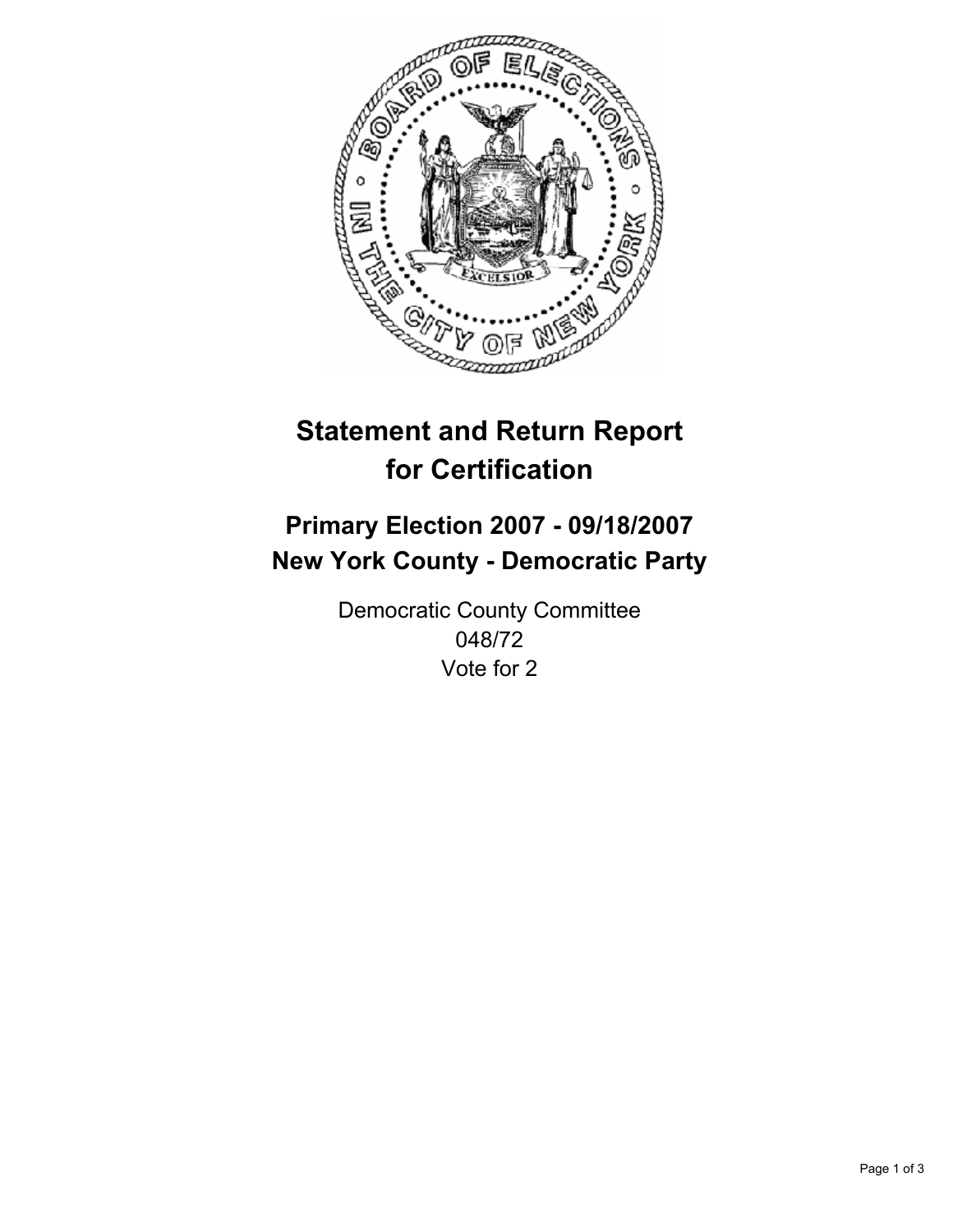# Statement and Return Report for Certification

## Primary Election 2007 - 09/18/2007
## New York County - Democratic Party

Democratic County Committee
048/72
Vote for 2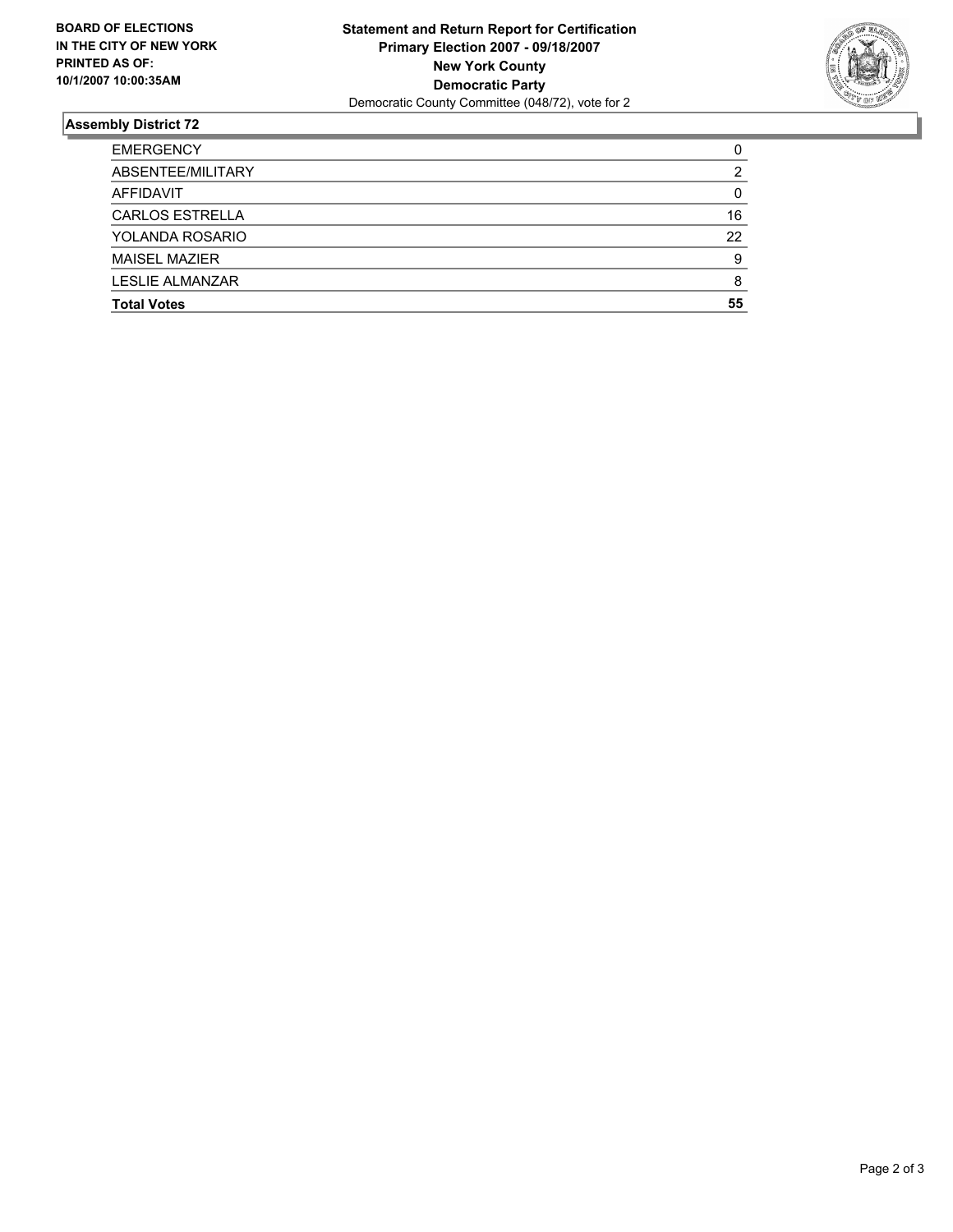**BOARD OF ELECTIONS IN THE CITY OF NEW YORK PRINTED AS OF: 10/1/2007 10:00:35AM**

**Statement and Return Report for Certification**
**Primary Election 2007 - 09/18/2007**
**New York County**
**Democratic Party**
Democratic County Committee (048/72), vote for 2

## Assembly District 72

| | |
|---|---|
| EMERGENCY | 0 |
| ABSENTEE/MILITARY | 2 |
| AFFIDAVIT | 0 |
| CARLOS ESTRELLA | 16 |
| YOLANDA ROSARIO | 22 |
| MAISEL MAZIER | 9 |
| LESLIE ALMANZAR | 8 |
| **Total Votes** | **55** |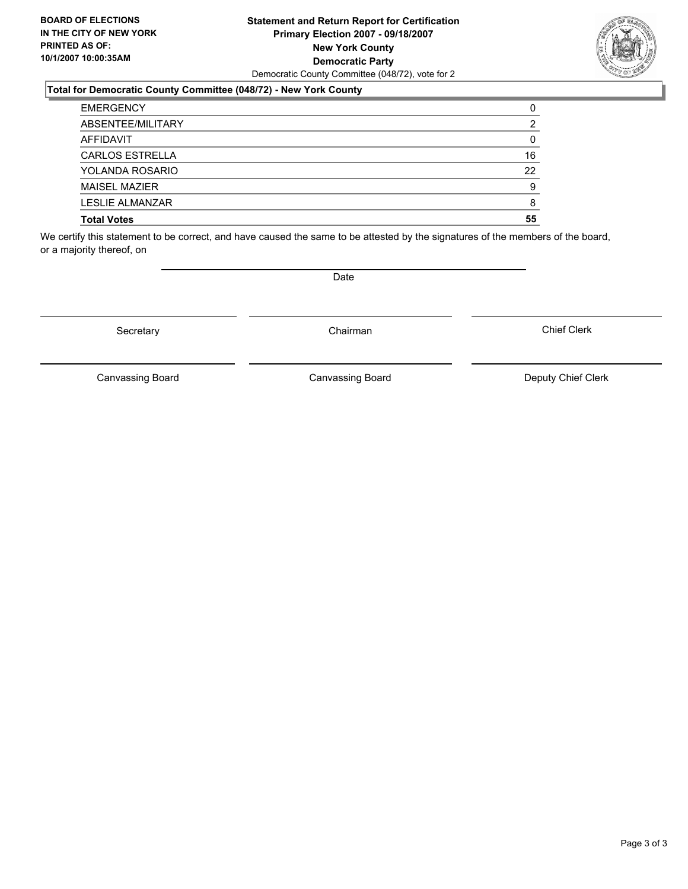**BOARD OF ELECTIONS IN THE CITY OF NEW YORK PRINTED AS OF: 10/1/2007 10:00:35AM**

**Statement and Return Report for Certification**
**Primary Election 2007 - 09/18/2007**
**New York County**
**Democratic Party**
Democratic County Committee (048/72), vote for 2

**Total for Democratic County Committee (048/72) - New York County**

| | |
|---|---|
| EMERGENCY | 0 |
| ABSENTEE/MILITARY | 2 |
| AFFIDAVIT | 0 |
| CARLOS ESTRELLA | 16 |
| YOLANDA ROSARIO | 22 |
| MAISEL MAZIER | 9 |
| LESLIE ALMANZAR | 8 |
| **Total Votes** | **55** |

We certify this statement to be correct, and have caused the same to be attested by the signatures of the members of the board, or a majority thereof, on

Date

Secretary | Chairman | Chief Clerk

Canvassing Board | Canvassing Board | Deputy Chief Clerk